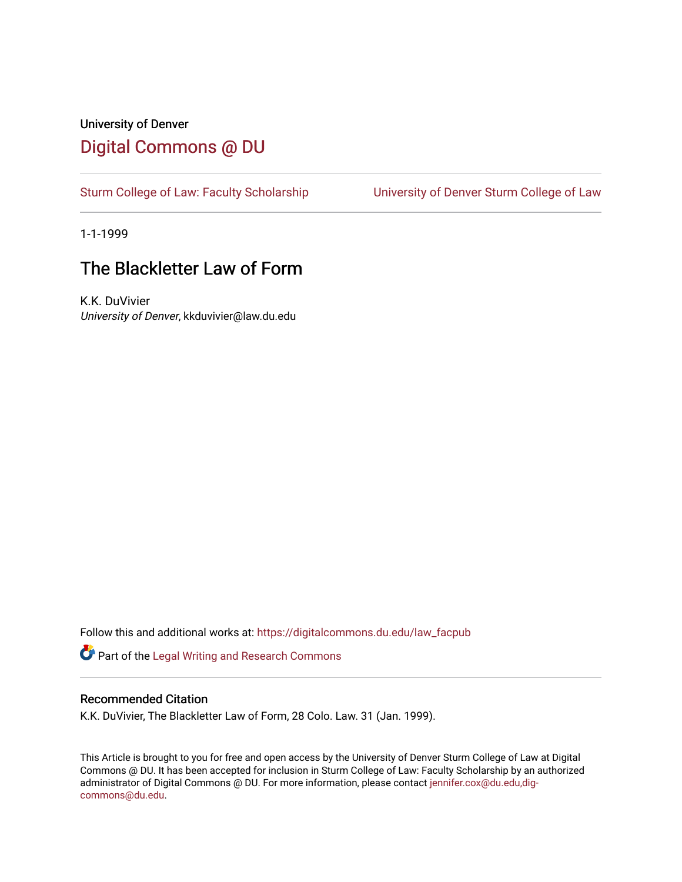University of Denver

# Digital Commons @ DU

Sturm College of Law: Faculty Scholarship | University of Denver Sturm College of Law

1-1-1999

## The Blackletter Law of Form

K.K. DuVivier
*University of Denver*, kkduvivier@law.du.edu

Follow this and additional works at: https://digitalcommons.du.edu/law_facpub

Part of the Legal Writing and Research Commons

### Recommended Citation

K.K. DuVivier, The Blackletter Law of Form, 28 Colo. Law. 31 (Jan. 1999).

This Article is brought to you for free and open access by the University of Denver Sturm College of Law at Digital Commons @ DU. It has been accepted for inclusion in Sturm College of Law: Faculty Scholarship by an authorized administrator of Digital Commons @ DU. For more information, please contact jennifer.cox@du.edu,dig-commons@du.edu.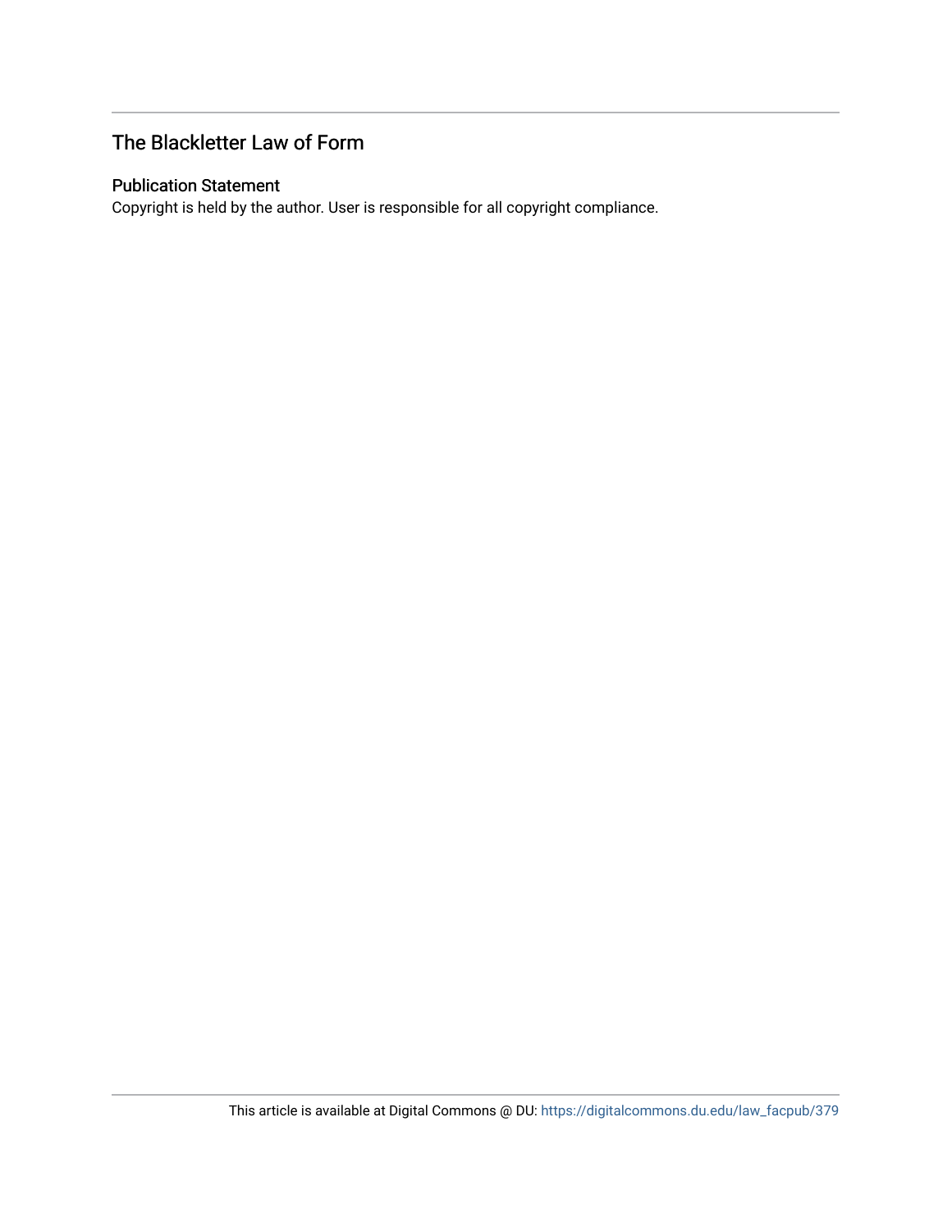## The Blackletter Law of Form

### Publication Statement

Copyright is held by the author. User is responsible for all copyright compliance.

This article is available at Digital Commons @ DU: https://digitalcommons.du.edu/law_facpub/379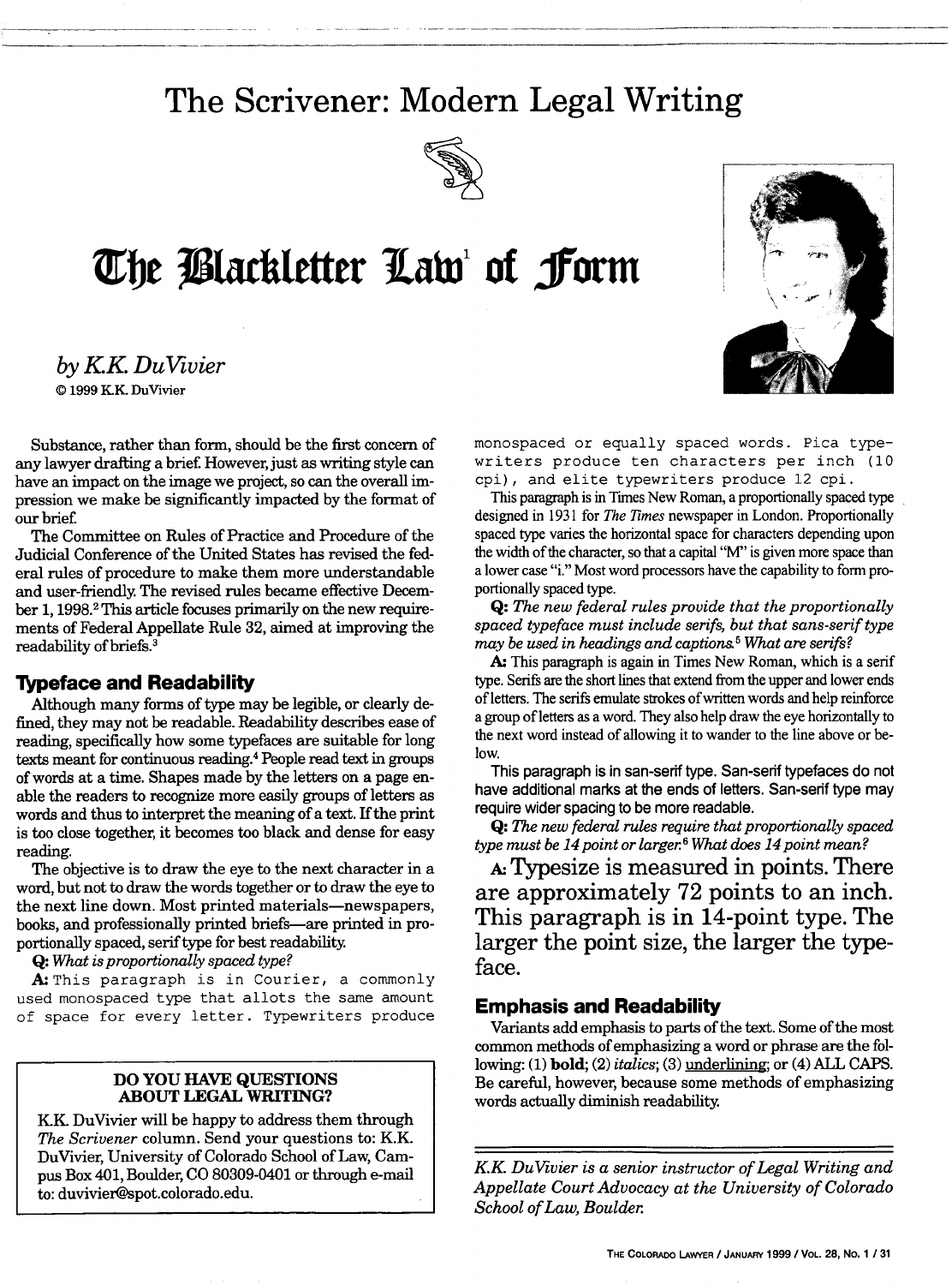# The Scrivener: Modern Legal Writing

# The Blackletter Law[1] of Form

*by K.K. DuVivier*

© 1999 K.K. DuVivier

Substance, rather than form, should be the first concern of any lawyer drafting a brief. However, just as writing style can have an impact on the image we project, so can the overall impression we make be significantly impacted by the format of our brief.

The Committee on Rules of Practice and Procedure of the Judicial Conference of the United States has revised the federal rules of procedure to make them more understandable and user-friendly. The revised rules became effective December 1, 1998.[2] This article focuses primarily on the new requirements of Federal Appellate Rule 32, aimed at improving the readability of briefs.[3]

## Typeface and Readability

Although many forms of type may be legible, or clearly defined, they may not be readable. Readability describes ease of reading, specifically how some typefaces are suitable for long texts meant for continuous reading.[4] People read text in groups of words at a time. Shapes made by the letters on a page enable the readers to recognize more easily groups of letters as words and thus to interpret the meaning of a text. If the print is too close together, it becomes too black and dense for easy reading.

The objective is to draw the eye to the next character in a word, but not to draw the words together or to draw the eye to the next line down. Most printed materials—newspapers, books, and professionally printed briefs—are printed in proportionally spaced, serif type for best readability.

**Q:** *What is proportionally spaced type?*

**A:** This paragraph is in Courier, a commonly used monospaced type that allots the same amount of space for every letter. Typewriters produce monospaced or equally spaced words. Pica typewriters produce ten characters per inch (10 cpi), and elite typewriters produce 12 cpi.

This paragraph is in Times New Roman, a proportionally spaced type designed in 1931 for *The Times* newspaper in London. Proportionally spaced type varies the horizontal space for characters depending upon the width of the character, so that a capital "M" is given more space than a lower case "i." Most word processors have the capability to form proportionally spaced type.

**Q:** *The new federal rules provide that the proportionally spaced typeface must include serifs, but that sans-serif type may be used in headings and captions.*[5] *What are serifs?*

**A:** This paragraph is again in Times New Roman, which is a serif type. Serifs are the short lines that extend from the upper and lower ends of letters. The serifs emulate strokes of written words and help reinforce a group of letters as a word. They also help draw the eye horizontally to the next word instead of allowing it to wander to the line above or below.

This paragraph is in san-serif type. San-serif typefaces do not have additional marks at the ends of letters. San-serif type may require wider spacing to be more readable.

**Q:** *The new federal rules require that proportionally spaced type must be 14 point or larger.*[6] *What does 14 point mean?*

**A:** Typesize is measured in points. There are approximately 72 points to an inch. This paragraph is in 14-point type. The larger the point size, the larger the typeface.

## Emphasis and Readability

Variants add emphasis to parts of the text. Some of the most common methods of emphasizing a word or phrase are the following: (1) **bold**; (2) *italics*; (3) underlining; or (4) ALL CAPS. Be careful, however, because some methods of emphasizing words actually diminish readability.

---

**DO YOU HAVE QUESTIONS ABOUT LEGAL WRITING?**

K.K. DuVivier will be happy to address them through *The Scrivener* column. Send your questions to: K.K. DuVivier, University of Colorado School of Law, Campus Box 401, Boulder, CO 80309-0401 or through e-mail to: duvivier@spot.colorado.edu.

---

*K.K. DuVivier is a senior instructor of Legal Writing and Appellate Court Advocacy at the University of Colorado School of Law, Boulder.*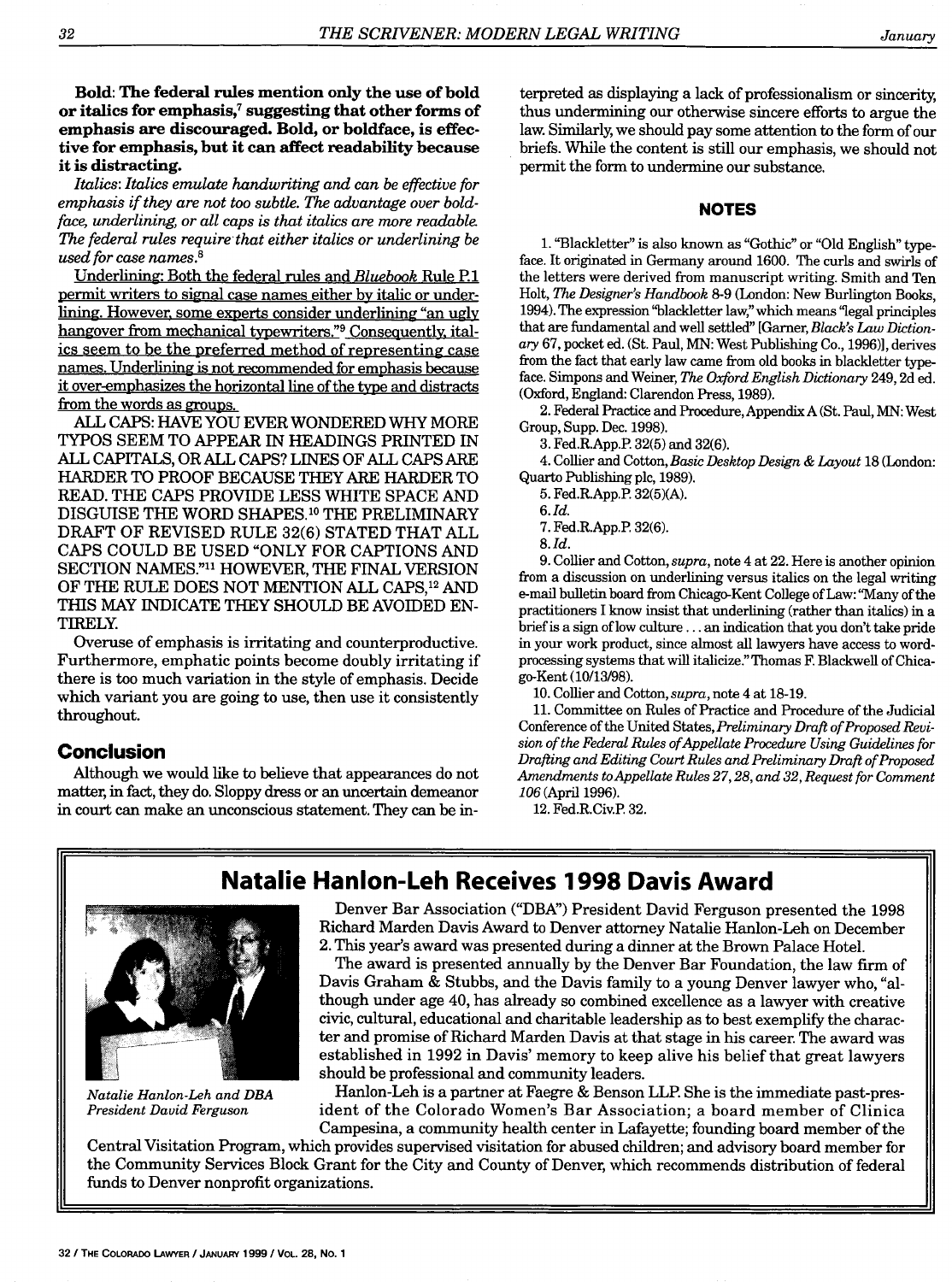**Bold: The federal rules mention only the use of bold or italics for emphasis,[7] suggesting that other forms of emphasis are discouraged. Bold, or boldface, is effective for emphasis, but it can affect readability because it is distracting.**

*Italics: Italics emulate handwriting and can be effective for emphasis if they are not too subtle. The advantage over boldface, underlining, or all caps is that italics are more readable. The federal rules require that either italics or underlining be used for case names.*[8]

<u>Underlining: Both the federal rules and *Bluebook* Rule P.1 permit writers to signal case names either by italic or underlining. However, some experts consider underlining "an ugly hangover from mechanical typewriters."[9] Consequently, italics seem to be the preferred method of representing case names. Underlining is not recommended for emphasis because it over-emphasizes the horizontal line of the type and distracts from the words as groups.</u>

ALL CAPS: HAVE YOU EVER WONDERED WHY MORE TYPOS SEEM TO APPEAR IN HEADINGS PRINTED IN ALL CAPITALS, OR ALL CAPS? LINES OF ALL CAPS ARE HARDER TO PROOF BECAUSE THEY ARE HARDER TO READ. THE CAPS PROVIDE LESS WHITE SPACE AND DISGUISE THE WORD SHAPES.[10] THE PRELIMINARY DRAFT OF REVISED RULE 32(6) STATED THAT ALL CAPS COULD BE USED "ONLY FOR CAPTIONS AND SECTION NAMES."[11] HOWEVER, THE FINAL VERSION OF THE RULE DOES NOT MENTION ALL CAPS,[12] AND THIS MAY INDICATE THEY SHOULD BE AVOIDED ENTIRELY.

Overuse of emphasis is irritating and counterproductive. Furthermore, emphatic points become doubly irritating if there is too much variation in the style of emphasis. Decide which variant you are going to use, then use it consistently throughout.

## Conclusion

Although we would like to believe that appearances do not matter, in fact, they do. Sloppy dress or an uncertain demeanor in court can make an unconscious statement. They can be interpreted as displaying a lack of professionalism or sincerity, thus undermining our otherwise sincere efforts to argue the law. Similarly, we should pay some attention to the form of our briefs. While the content is still our emphasis, we should not permit the form to undermine our substance.

## NOTES

1. "Blackletter" is also known as "Gothic" or "Old English" typeface. It originated in Germany around 1600. The curls and swirls of the letters were derived from manuscript writing. Smith and Ten Holt, *The Designer's Handbook* 8-9 (London: New Burlington Books, 1994). The expression "blackletter law," which means "legal principles that are fundamental and well settled" [Garner, *Black's Law Dictionary* 67, pocket ed. (St. Paul, MN: West Publishing Co., 1996)], derives from the fact that early law came from old books in blackletter typeface. Simpons and Weiner, *The Oxford English Dictionary* 249, 2d ed. (Oxford, England: Clarendon Press, 1989).

2. Federal Practice and Procedure, Appendix A (St. Paul, MN: West Group, Supp. Dec. 1998).

3. Fed.R.App.P. 32(5) and 32(6).

4. Collier and Cotton, *Basic Desktop Design & Layout* 18 (London: Quarto Publishing plc, 1989).

5. Fed.R.App.P. 32(5)(A).

6. *Id.*

7. Fed.R.App.P. 32(6).

8. *Id.*

9. Collier and Cotton, *supra*, note 4 at 22. Here is another opinion from a discussion on underlining versus italics on the legal writing e-mail bulletin board from Chicago-Kent College of Law: "Many of the practitioners I know insist that underlining (rather than italics) in a brief is a sign of low culture . . . an indication that you don't take pride in your work product, since almost all lawyers have access to word-processing systems that will italicize." Thomas F. Blackwell of Chicago-Kent (10/13/98).

10. Collier and Cotton, *supra*, note 4 at 18-19.

11. Committee on Rules of Practice and Procedure of the Judicial Conference of the United States, *Preliminary Draft of Proposed Revision of the Federal Rules of Appellate Procedure Using Guidelines for Drafting and Editing Court Rules and Preliminary Draft of Proposed Amendments to Appellate Rules 27, 28, and 32, Request for Comment 106* (April 1996).

12. Fed.R.Civ.P. 32.

## Natalie Hanlon-Leh Receives 1998 Davis Award

*Natalie Hanlon-Leh and DBA President David Ferguson*

Denver Bar Association ("DBA") President David Ferguson presented the 1998 Richard Marden Davis Award to Denver attorney Natalie Hanlon-Leh on December 2. This year's award was presented during a dinner at the Brown Palace Hotel.

The award is presented annually by the Denver Bar Foundation, the law firm of Davis Graham & Stubbs, and the Davis family to a young Denver lawyer who, "although under age 40, has already so combined excellence as a lawyer with creative civic, cultural, educational and charitable leadership as to best exemplify the character and promise of Richard Marden Davis at that stage in his career. The award was established in 1992 in Davis' memory to keep alive his belief that great lawyers should be professional and community leaders.

Hanlon-Leh is a partner at Faegre & Benson LLP. She is the immediate past-president of the Colorado Women's Bar Association; a board member of Clinica Campesina, a community health center in Lafayette; founding board member of the Central Visitation Program, which provides supervised visitation for abused children; and advisory board member for the Community Services Block Grant for the City and County of Denver, which recommends distribution of federal funds to Denver nonprofit organizations.